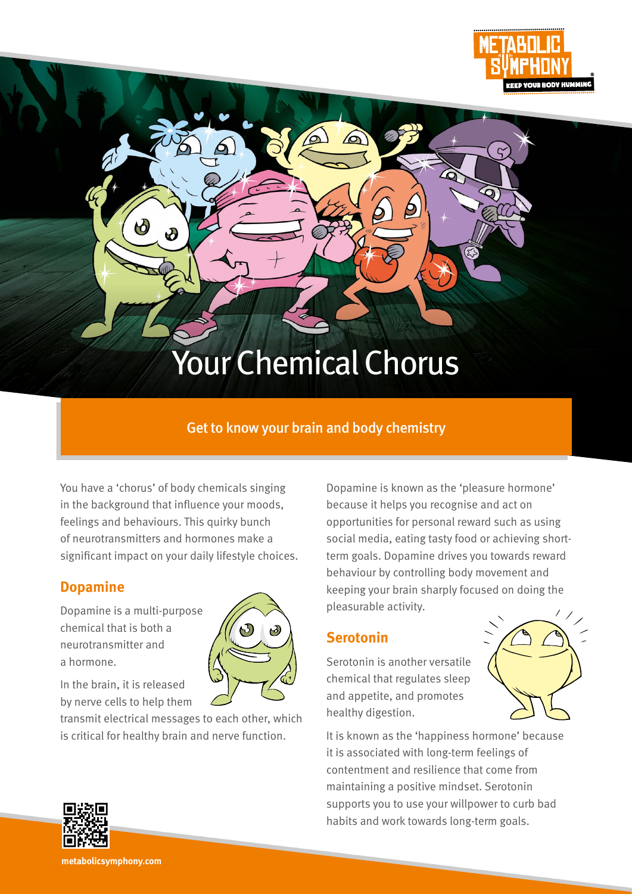# Your Chemical Chorus

## Get to know your brain and body chemistry

You have a 'chorus' of body chemicals singing in the background that influence your moods, feelings and behaviours. This quirky bunch of neurotransmitters and hormones make a significant impact on your daily lifestyle choices.

### Dopamine

Dopamine is a multi-purpose chemical that is both a neurotransmitter and a hormone.

In the brain, it is released by nerve cells to help them transmit electrical messages to each other, which is critical for healthy brain and nerve function.

Dopamine is known as the 'pleasure hormone' because it helps you recognise and act on opportunities for personal reward such as using social media, eating tasty food or achieving short-term goals. Dopamine drives you towards reward behaviour by controlling body movement and keeping your brain sharply focused on doing the pleasurable activity.

### Serotonin

Serotonin is another versatile chemical that regulates sleep and appetite, and promotes healthy digestion.

It is known as the 'happiness hormone' because it is associated with long-term feelings of contentment and resilience that come from maintaining a positive mindset. Serotonin supports you to use your willpower to curb bad habits and work towards long-term goals.

metabolicsymphony.com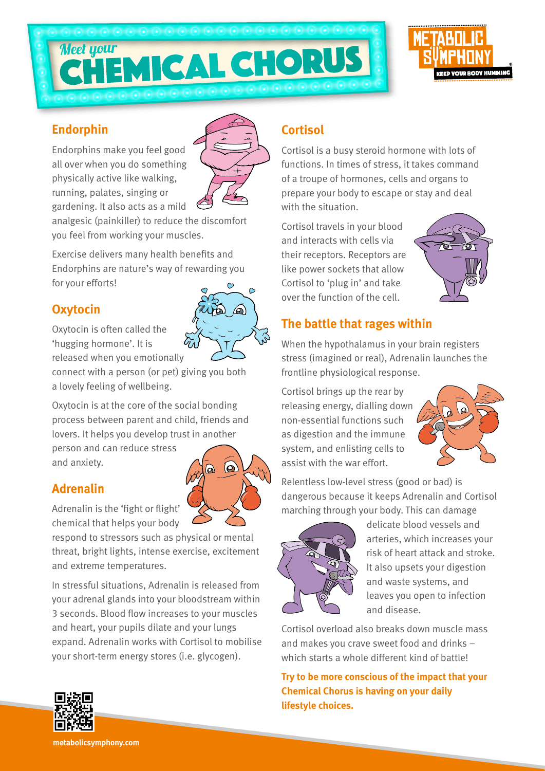# Meet your CHEMICAL CHORUS

METABOLIC SYMPHONY
KEEP YOUR BODY HUMMING

## Endorphin

Endorphins make you feel good all over when you do something physically active like walking, running, palates, singing or gardening. It also acts as a mild analgesic (painkiller) to reduce the discomfort you feel from working your muscles.

Exercise delivers many health benefits and Endorphins are nature's way of rewarding you for your efforts!

## Oxytocin

Oxytocin is often called the 'hugging hormone'. It is released when you emotionally connect with a person (or pet) giving you both a lovely feeling of wellbeing.

Oxytocin is at the core of the social bonding process between parent and child, friends and lovers. It helps you develop trust in another person and can reduce stress and anxiety.

## Adrenalin

Adrenalin is the 'fight or flight' chemical that helps your body respond to stressors such as physical or mental threat, bright lights, intense exercise, excitement and extreme temperatures.

In stressful situations, Adrenalin is released from your adrenal glands into your bloodstream within 3 seconds. Blood flow increases to your muscles and heart, your pupils dilate and your lungs expand. Adrenalin works with Cortisol to mobilise your short-term energy stores (i.e. glycogen).

## Cortisol

Cortisol is a busy steroid hormone with lots of functions. In times of stress, it takes command of a troupe of hormones, cells and organs to prepare your body to escape or stay and deal with the situation.

Cortisol travels in your blood and interacts with cells via their receptors. Receptors are like power sockets that allow Cortisol to 'plug in' and take over the function of the cell.

## The battle that rages within

When the hypothalamus in your brain registers stress (imagined or real), Adrenalin launches the frontline physiological response.

Cortisol brings up the rear by releasing energy, dialling down non-essential functions such as digestion and the immune system, and enlisting cells to assist with the war effort.

Relentless low-level stress (good or bad) is dangerous because it keeps Adrenalin and Cortisol marching through your body. This can damage delicate blood vessels and arteries, which increases your risk of heart attack and stroke. It also upsets your digestion and waste systems, and leaves you open to infection and disease.

Cortisol overload also breaks down muscle mass and makes you crave sweet food and drinks – which starts a whole different kind of battle!

**Try to be more conscious of the impact that your Chemical Chorus is having on your daily lifestyle choices.**

metabolicsymphony.com